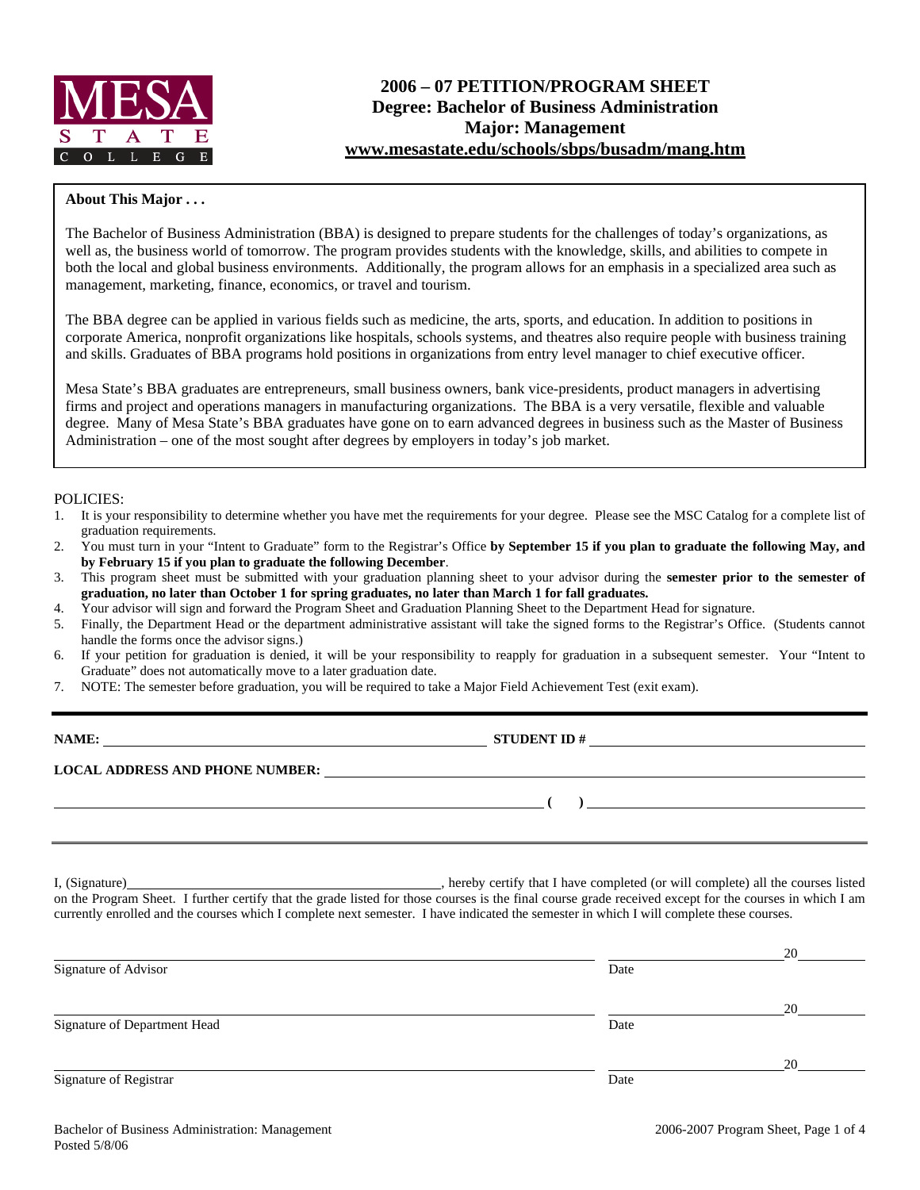MESA STATE COLLEGE

# 2006 – 07 PETITION/PROGRAM SHEET
## Degree: Bachelor of Business Administration
## Major: Management
## www.mesastate.edu/schools/sbps/busadm/mang.htm

**About This Major . . .**

The Bachelor of Business Administration (BBA) is designed to prepare students for the challenges of today's organizations, as well as, the business world of tomorrow. The program provides students with the knowledge, skills, and abilities to compete in both the local and global business environments. Additionally, the program allows for an emphasis in a specialized area such as management, marketing, finance, economics, or travel and tourism.

The BBA degree can be applied in various fields such as medicine, the arts, sports, and education. In addition to positions in corporate America, nonprofit organizations like hospitals, schools systems, and theatres also require people with business training and skills. Graduates of BBA programs hold positions in organizations from entry level manager to chief executive officer.

Mesa State's BBA graduates are entrepreneurs, small business owners, bank vice-presidents, product managers in advertising firms and project and operations managers in manufacturing organizations. The BBA is a very versatile, flexible and valuable degree. Many of Mesa State's BBA graduates have gone on to earn advanced degrees in business such as the Master of Business Administration – one of the most sought after degrees by employers in today's job market.

POLICIES:

1. It is your responsibility to determine whether you have met the requirements for your degree. Please see the MSC Catalog for a complete list of graduation requirements.
2. You must turn in your "Intent to Graduate" form to the Registrar's Office **by September 15 if you plan to graduate the following May, and by February 15 if you plan to graduate the following December**.
3. This program sheet must be submitted with your graduation planning sheet to your advisor during the **semester prior to the semester of graduation, no later than October 1 for spring graduates, no later than March 1 for fall graduates.**
4. Your advisor will sign and forward the Program Sheet and Graduation Planning Sheet to the Department Head for signature.
5. Finally, the Department Head or the department administrative assistant will take the signed forms to the Registrar's Office. (Students cannot handle the forms once the advisor signs.)
6. If your petition for graduation is denied, it will be your responsibility to reapply for graduation in a subsequent semester. Your "Intent to Graduate" does not automatically move to a later graduation date.
7. NOTE: The semester before graduation, you will be required to take a Major Field Achievement Test (exit exam).

**NAME:** ______________________ **STUDENT ID #** ______________________

**LOCAL ADDRESS AND PHONE NUMBER:** ______________________

______________________ **( )** ______________________

I, (Signature)______________________, hereby certify that I have completed (or will complete) all the courses listed on the Program Sheet. I further certify that the grade listed for those courses is the final course grade received except for the courses in which I am currently enrolled and the courses which I complete next semester. I have indicated the semester in which I will complete these courses.

______________________ Signature of Advisor ______________________ Date 20____

______________________ Signature of Department Head ______________________ Date 20____

______________________ Signature of Registrar ______________________ Date 20____

Bachelor of Business Administration: Management
Posted 5/8/06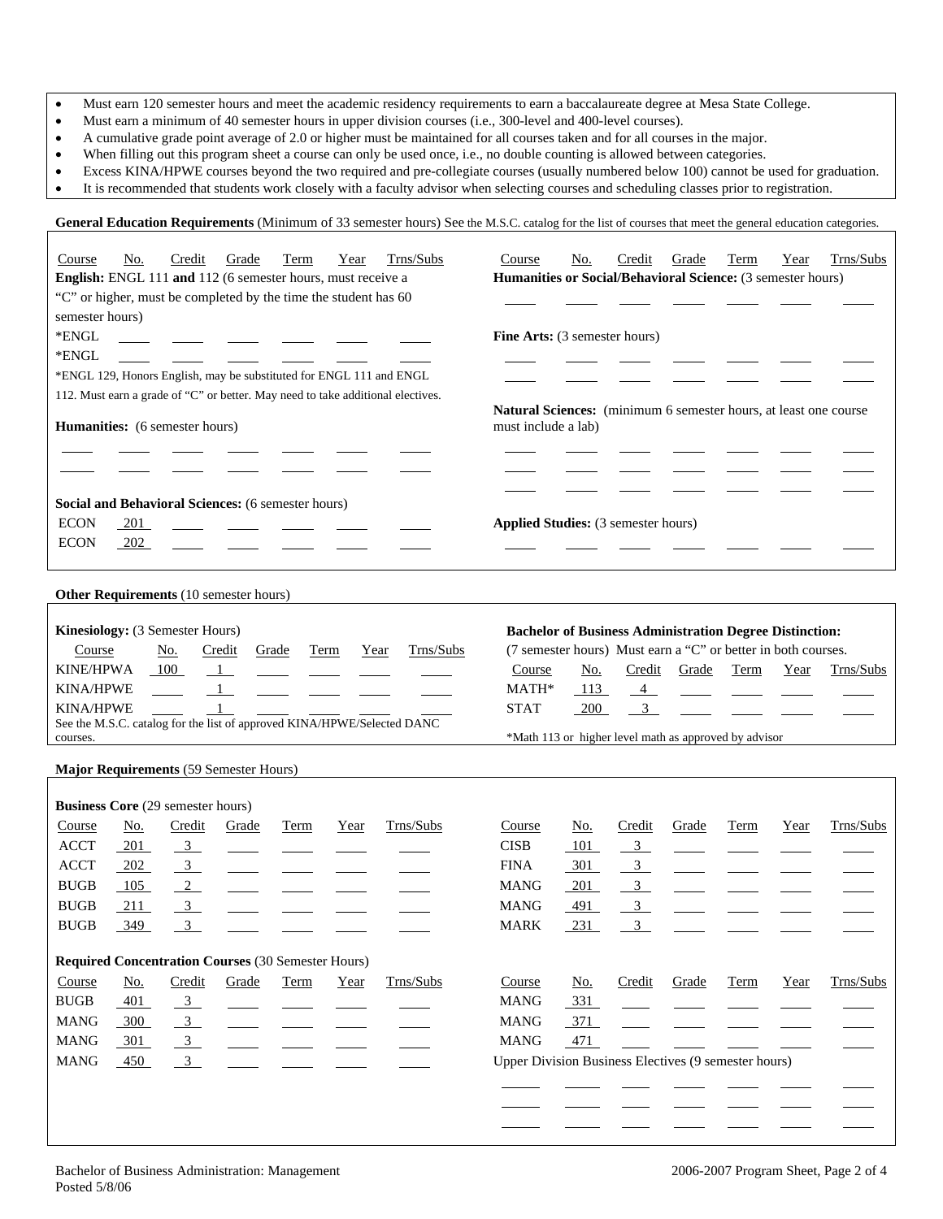- Must earn 120 semester hours and meet the academic residency requirements to earn a baccalaureate degree at Mesa State College.
- Must earn a minimum of 40 semester hours in upper division courses (i.e., 300-level and 400-level courses).
- A cumulative grade point average of 2.0 or higher must be maintained for all courses taken and for all courses in the major.
- When filling out this program sheet a course can only be used once, i.e., no double counting is allowed between categories.
- Excess KINA/HPWE courses beyond the two required and pre-collegiate courses (usually numbered below 100) cannot be used for graduation.
- It is recommended that students work closely with a faculty advisor when selecting courses and scheduling classes prior to registration.

## General Education Requirements (Minimum of 33 semester hours) See the M.S.C. catalog for the list of courses that meet the general education categories.

**English:** ENGL 111 **and** 112 (6 semester hours, must receive a "C" or higher, must be completed by the time the student has 60 semester hours)

| Course | No. | Credit | Grade | Term | Year | Trns/Subs |
|---|---|---|---|---|---|---|
| *ENGL | | | | | | |
| *ENGL | | | | | | |

*ENGL 129, Honors English, may be substituted for ENGL 111 and ENGL 112. Must earn a grade of "C" or better. May need to take additional electives.

**Humanities:** (6 semester hours)

| Course | No. | Credit | Grade | Term | Year | Trns/Subs |
|---|---|---|---|---|---|---|
| | | | | | | |
| | | | | | | |

**Social and Behavioral Sciences:** (6 semester hours)

| Course | No. | Credit | Grade | Term | Year | Trns/Subs |
|---|---|---|---|---|---|---|
| ECON | 201 | | | | | |
| ECON | 202 | | | | | |

**Humanities or Social/Behavioral Science:** (3 semester hours)

| Course | No. | Credit | Grade | Term | Year | Trns/Subs |
|---|---|---|---|---|---|---|
| | | | | | | |

**Fine Arts:** (3 semester hours)

| Course | No. | Credit | Grade | Term | Year | Trns/Subs |
|---|---|---|---|---|---|---|
| | | | | | | |
| | | | | | | |

**Natural Sciences:** (minimum 6 semester hours, at least one course must include a lab)

| Course | No. | Credit | Grade | Term | Year | Trns/Subs |
|---|---|---|---|---|---|---|
| | | | | | | |
| | | | | | | |
| | | | | | | |

**Applied Studies:** (3 semester hours)

| Course | No. | Credit | Grade | Term | Year | Trns/Subs |
|---|---|---|---|---|---|---|
| | | | | | | |

## Other Requirements (10 semester hours)

**Kinesiology:** (3 Semester Hours)

| Course | No. | Credit | Grade | Term | Year | Trns/Subs |
|---|---|---|---|---|---|---|
| KINE/HPWA | 100 | 1 | | | | |
| KINA/HPWE | | 1 | | | | |
| KINA/HPWE | | 1 | | | | |

See the M.S.C. catalog for the list of approved KINA/HPWE/Selected DANC courses.

**Bachelor of Business Administration Degree Distinction:** (7 semester hours) Must earn a "C" or better in both courses.

| Course | No. | Credit | Grade | Term | Year | Trns/Subs |
|---|---|---|---|---|---|---|
| MATH* | 113 | 4 | | | | |
| STAT | 200 | 3 | | | | |

*Math 113 or higher level math as approved by advisor

## Major Requirements (59 Semester Hours)

**Business Core** (29 semester hours)

| Course | No. | Credit | Grade | Term | Year | Trns/Subs |
|---|---|---|---|---|---|---|
| ACCT | 201 | 3 | | | | |
| ACCT | 202 | 3 | | | | |
| BUGB | 105 | 2 | | | | |
| BUGB | 211 | 3 | | | | |
| BUGB | 349 | 3 | | | | |
| CISB | 101 | 3 | | | | |
| FINA | 301 | 3 | | | | |
| MANG | 201 | 3 | | | | |
| MANG | 491 | 3 | | | | |
| MARK | 231 | 3 | | | | |

**Required Concentration Courses** (30 Semester Hours)

| Course | No. | Credit | Grade | Term | Year | Trns/Subs |
|---|---|---|---|---|---|---|
| BUGB | 401 | 3 | | | | |
| MANG | 300 | 3 | | | | |
| MANG | 301 | 3 | | | | |
| MANG | 450 | 3 | | | | |
| MANG | 331 | | | | | |
| MANG | 371 | | | | | |
| MANG | 471 | | | | | |

Upper Division Business Electives (9 semester hours)

| Course | No. | Credit | Grade | Term | Year | Trns/Subs |
|---|---|---|---|---|---|---|
| | | | | | | |
| | | | | | | |
| | | | | | | |

Bachelor of Business Administration: Management
Posted 5/8/06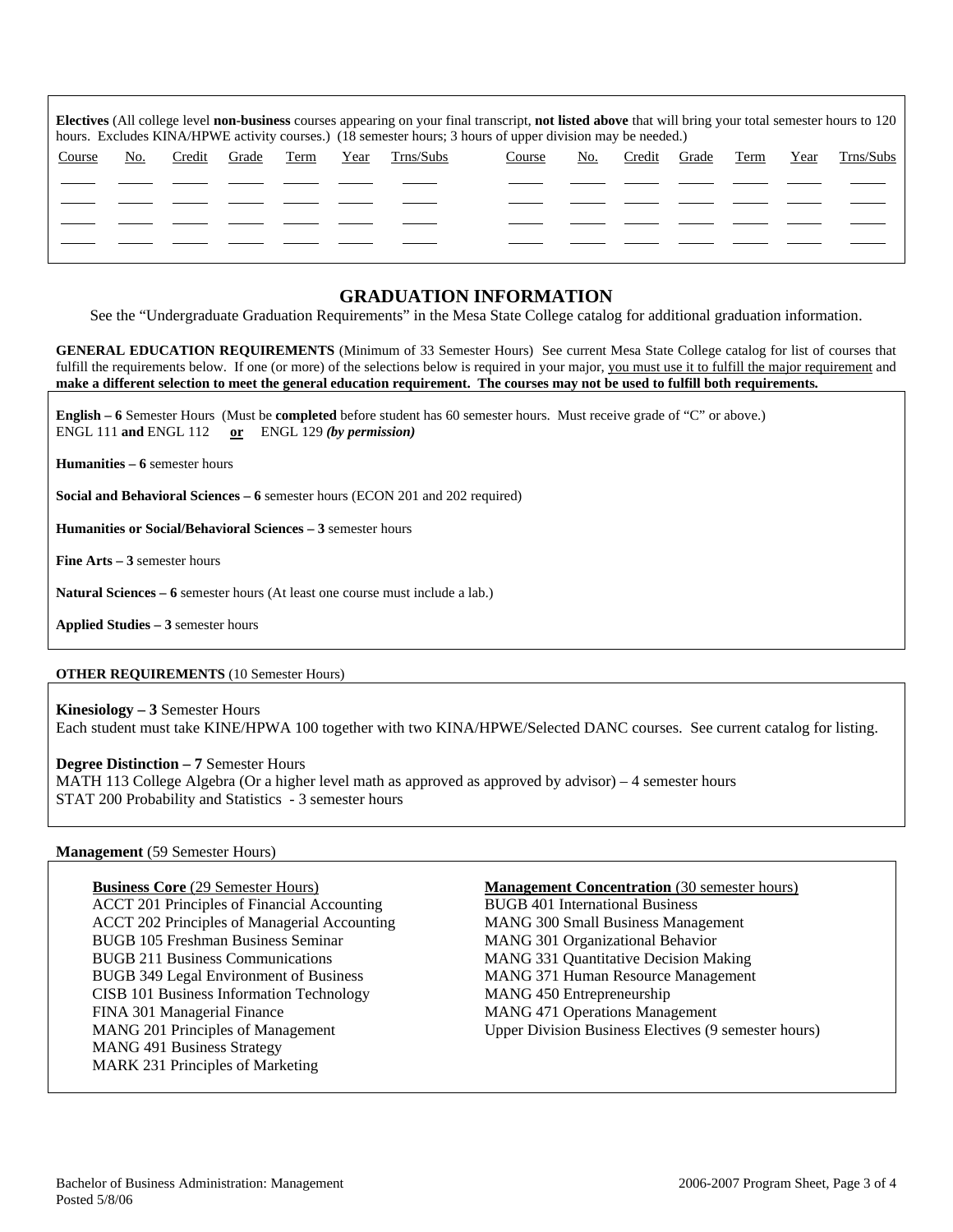**Electives** (All college level **non-business** courses appearing on your final transcript, **not listed above** that will bring your total semester hours to 120 hours. Excludes KINA/HPWE activity courses.) (18 semester hours; 3 hours of upper division may be needed.)

| Course | No. | Credit | Grade | Term | Year | Trns/Subs | Course | No. | Credit | Grade | Term | Year | Trns/Subs |
|---|---|---|---|---|---|---|---|---|---|---|---|---|---|
| | | | | | | | | | | | | | |
| | | | | | | | | | | | | | |
| | | | | | | | | | | | | | |
| | | | | | | | | | | | | | |

## GRADUATION INFORMATION

See the "Undergraduate Graduation Requirements" in the Mesa State College catalog for additional graduation information.

**GENERAL EDUCATION REQUIREMENTS** (Minimum of 33 Semester Hours) See current Mesa State College catalog for list of courses that fulfill the requirements below. If one (or more) of the selections below is required in your major, you must use it to fulfill the major requirement and **make a different selection to meet the general education requirement. The courses may not be used to fulfill both requirements.**

**English – 6** Semester Hours (Must be **completed** before student has 60 semester hours. Must receive grade of "C" or above.)
ENGL 111 **and** ENGL 112 **or** ENGL 129 ***(by permission)***

**Humanities – 6** semester hours

**Social and Behavioral Sciences – 6** semester hours (ECON 201 and 202 required)

**Humanities or Social/Behavioral Sciences – 3** semester hours

**Fine Arts – 3** semester hours

**Natural Sciences – 6** semester hours (At least one course must include a lab.)

**Applied Studies – 3** semester hours

**OTHER REQUIREMENTS** (10 Semester Hours)

**Kinesiology – 3** Semester Hours
Each student must take KINE/HPWA 100 together with two KINA/HPWE/Selected DANC courses. See current catalog for listing.

**Degree Distinction – 7** Semester Hours
MATH 113 College Algebra (Or a higher level math as approved as approved by advisor) – 4 semester hours
STAT 200 Probability and Statistics - 3 semester hours

**Management** (59 Semester Hours)

**Business Core** (29 Semester Hours)
ACCT 201 Principles of Financial Accounting
ACCT 202 Principles of Managerial Accounting
BUGB 105 Freshman Business Seminar
BUGB 211 Business Communications
BUGB 349 Legal Environment of Business
CISB 101 Business Information Technology
FINA 301 Managerial Finance
MANG 201 Principles of Management
MANG 491 Business Strategy
MARK 231 Principles of Marketing

**Management Concentration** (30 semester hours)
BUGB 401 International Business
MANG 300 Small Business Management
MANG 301 Organizational Behavior
MANG 331 Quantitative Decision Making
MANG 371 Human Resource Management
MANG 450 Entrepreneurship
MANG 471 Operations Management
Upper Division Business Electives (9 semester hours)

Bachelor of Business Administration: Management
Posted 5/8/06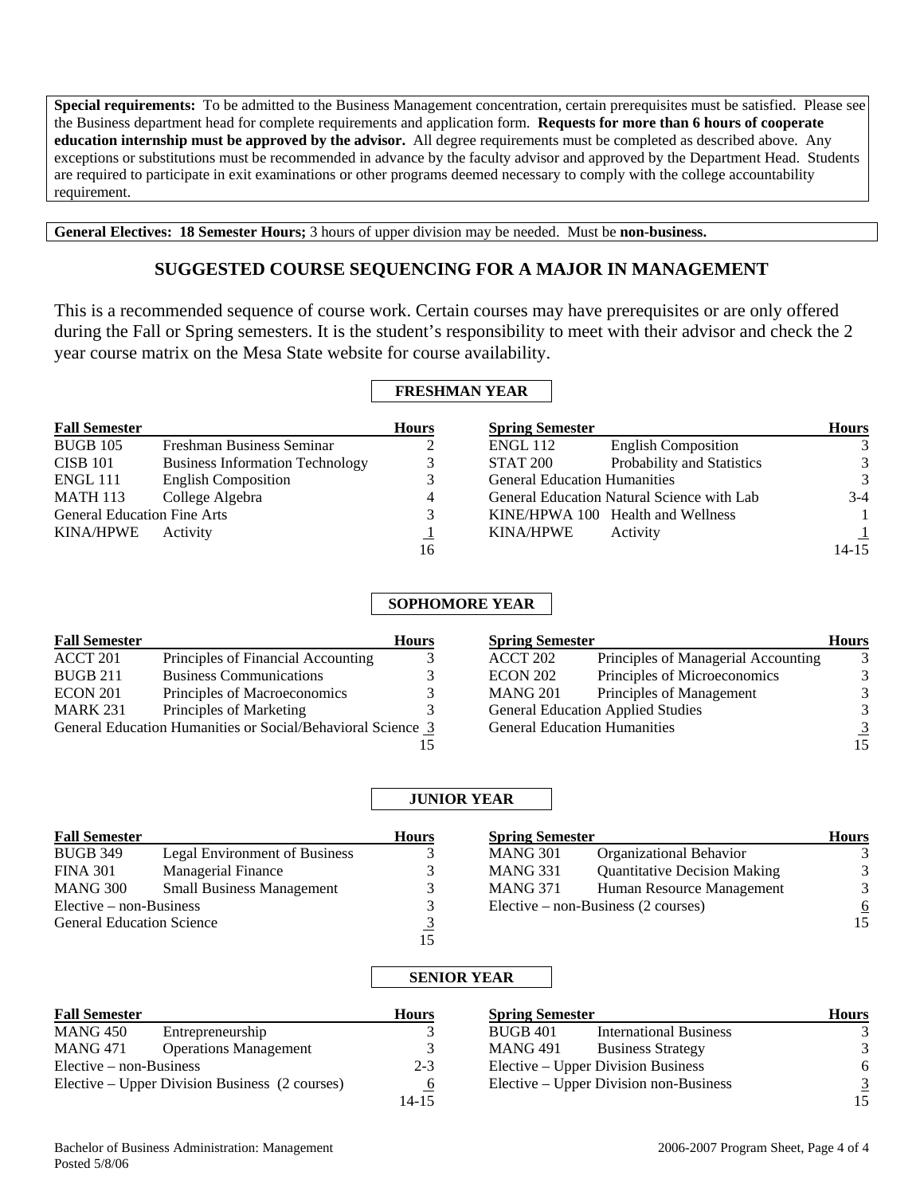**Special requirements:** To be admitted to the Business Management concentration, certain prerequisites must be satisfied. Please see the Business department head for complete requirements and application form. **Requests for more than 6 hours of cooperate education internship must be approved by the advisor.** All degree requirements must be completed as described above. Any exceptions or substitutions must be recommended in advance by the faculty advisor and approved by the Department Head. Students are required to participate in exit examinations or other programs deemed necessary to comply with the college accountability requirement.

**General Electives: 18 Semester Hours;** 3 hours of upper division may be needed. Must be **non-business.**

## SUGGESTED COURSE SEQUENCING FOR A MAJOR IN MANAGEMENT

This is a recommended sequence of course work. Certain courses may have prerequisites or are only offered during the Fall or Spring semesters. It is the student's responsibility to meet with their advisor and check the 2 year course matrix on the Mesa State website for course availability.

### FRESHMAN YEAR

| Fall Semester | | Hours | Spring Semester | | Hours |
|---|---|---|---|---|---|
| BUGB 105 | Freshman Business Seminar | 2 | ENGL 112 | English Composition | 3 |
| CISB 101 | Business Information Technology | 3 | STAT 200 | Probability and Statistics | 3 |
| ENGL 111 | English Composition | 3 | General Education Humanities | | 3 |
| MATH 113 | College Algebra | 4 | General Education Natural Science with Lab | | 3-4 |
| General Education Fine Arts | | 3 | KINE/HPWA 100 | Health and Wellness | 1 |
| KINA/HPWE | Activity | 1 | KINA/HPWE | Activity | 1 |
| | | 16 | | | 14-15 |

### SOPHOMORE YEAR

| Fall Semester | | Hours | Spring Semester | | Hours |
|---|---|---|---|---|---|
| ACCT 201 | Principles of Financial Accounting | 3 | ACCT 202 | Principles of Managerial Accounting | 3 |
| BUGB 211 | Business Communications | 3 | ECON 202 | Principles of Microeconomics | 3 |
| ECON 201 | Principles of Macroeconomics | 3 | MANG 201 | Principles of Management | 3 |
| MARK 231 | Principles of Marketing | 3 | General Education Applied Studies | | 3 |
| General Education Humanities or Social/Behavioral Science | | 3 | General Education Humanities | | 3 |
| | | 15 | | | 15 |

### JUNIOR YEAR

| Fall Semester | | Hours | Spring Semester | | Hours |
|---|---|---|---|---|---|
| BUGB 349 | Legal Environment of Business | 3 | MANG 301 | Organizational Behavior | 3 |
| FINA 301 | Managerial Finance | 3 | MANG 331 | Quantitative Decision Making | 3 |
| MANG 300 | Small Business Management | 3 | MANG 371 | Human Resource Management | 3 |
| Elective – non-Business | | 3 | Elective – non-Business (2 courses) | | 6 |
| General Education Science | | 3 | | | 15 |
| | | 15 | | | |

### SENIOR YEAR

| Fall Semester | | Hours | Spring Semester | | Hours |
|---|---|---|---|---|---|
| MANG 450 | Entrepreneurship | 3 | BUGB 401 | International Business | 3 |
| MANG 471 | Operations Management | 3 | MANG 491 | Business Strategy | 3 |
| Elective – non-Business | | 2-3 | Elective – Upper Division Business | | 6 |
| Elective – Upper Division Business (2 courses) | | 6 | Elective – Upper Division non-Business | | 3 |
| | | 14-15 | | | 15 |

Bachelor of Business Administration: Management
Posted 5/8/06

2006-2007 Program Sheet